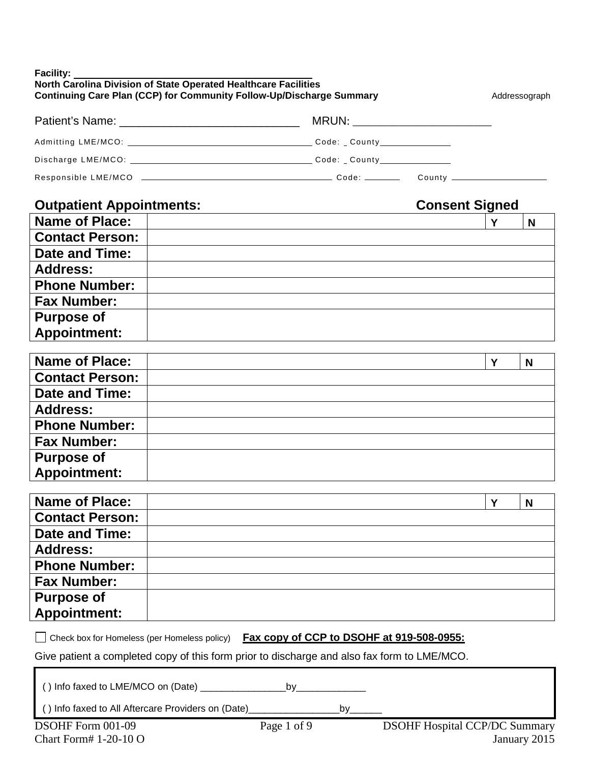**Facility:** ______________________________

**North Carolina Division of State Operated Healthcare Facilities**

**Continuing Care Plan (CCP) for Community Follow-Up/Discharge Summary**

Addressograph

Patient's Name: ___________________________ MRUN: _____________________

Admitting LME/MCO: ______________________________ Code: _ County_____________

Discharge LME/MCO: ______________________________ Code: _ County_____________

Responsible LME/MCO ______________________________ Code: _______ County _______________

## Outpatient Appointments: Consent Signed

| | | | |
|---|---|---|---|
| **Name of Place:** | | **Y** | **N** |
| **Contact Person:** | | | |
| **Date and Time:** | | | |
| **Address:** | | | |
| **Phone Number:** | | | |
| **Fax Number:** | | | |
| **Purpose of Appointment:** | | | |

| | | | |
|---|---|---|---|
| **Name of Place:** | | **Y** | **N** |
| **Contact Person:** | | | |
| **Date and Time:** | | | |
| **Address:** | | | |
| **Phone Number:** | | | |
| **Fax Number:** | | | |
| **Purpose of Appointment:** | | | |

| | | | |
|---|---|---|---|
| **Name of Place:** | | **Y** | **N** |
| **Contact Person:** | | | |
| **Date and Time:** | | | |
| **Address:** | | | |
| **Phone Number:** | | | |
| **Fax Number:** | | | |
| **Purpose of Appointment:** | | | |

☐ Check box for Homeless (per Homeless policy) **Fax copy of CCP to DSOHF at 919-508-0955:**

Give patient a completed copy of this form prior to discharge and also fax form to LME/MCO.

( ) Info faxed to LME/MCO on (Date) _______________by____________

( ) Info faxed to All Aftercare Providers on (Date)________________by______

DSOHF Form 001-09 DSOHF Hospital CCP/DC Summary
Chart Form# 1-20-10 O January 2015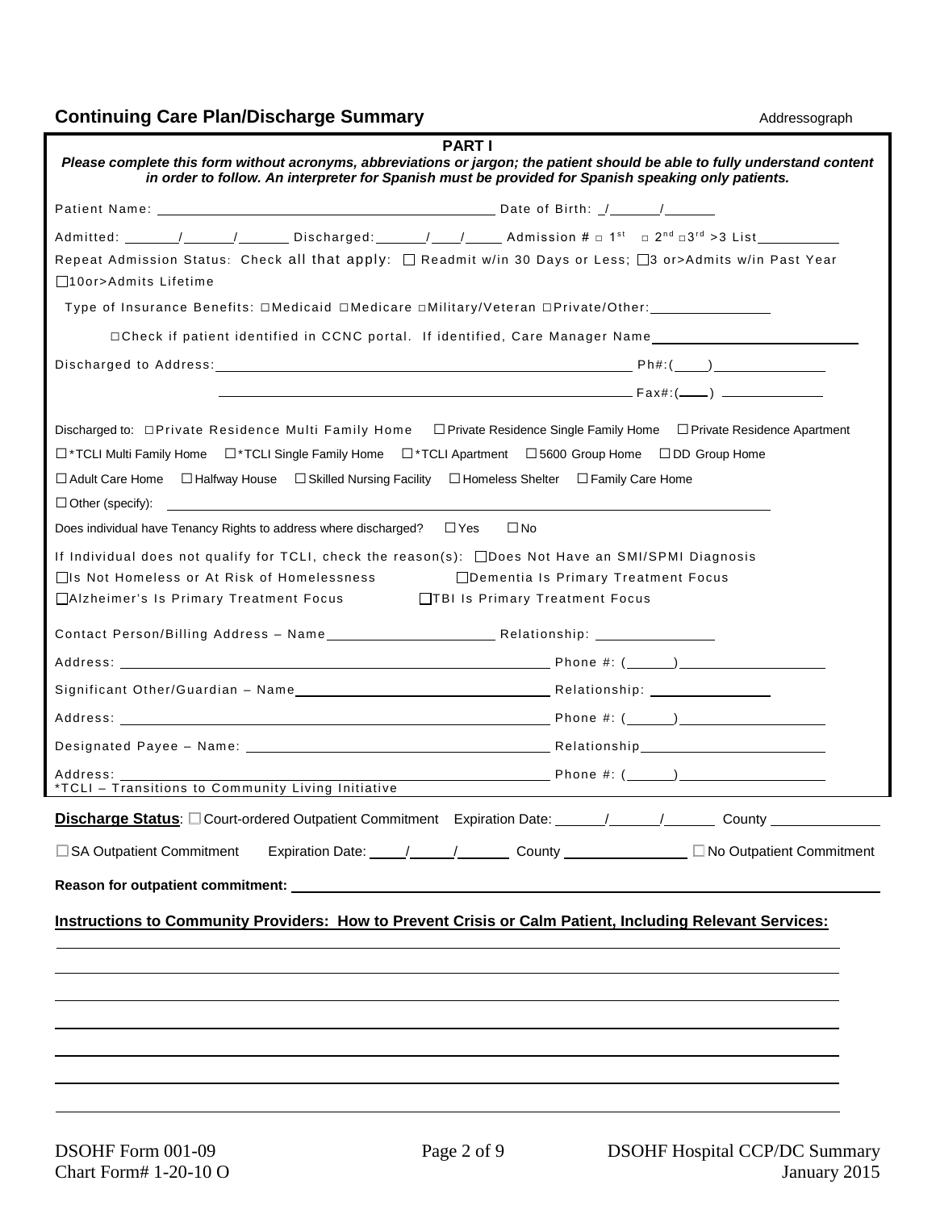## Continuing Care Plan/Discharge Summary

Addressograph

**PART I**

***Please complete this form without acronyms, abbreviations or jargon; the patient should be able to fully understand content in order to follow. An interpreter for Spanish must be provided for Spanish speaking only patients.***

Patient Name: ______________________________ Date of Birth: _/______/______

Admitted: ______/______/______ Discharged:______/____/_____ Admission # ☐ 1st ☐ 2nd ☐3rd >3 List__________

Repeat Admission Status: Check all that apply: ☐ Readmit w/in 30 Days or Less; ☐3 or>Admits w/in Past Year ☐10or>Admits Lifetime

Type of Insurance Benefits: ☐Medicaid ☐Medicare ☐Military/Veteran ☐Private/Other:_______________

☐Check if patient identified in CCNC portal. If identified, Care Manager Name_______________________

Discharged to Address:_______________________________________________ Ph#:(____)______________

_______________________________________________ Fax#:(____) ______________

Discharged to: ☐Private Residence Multi Family Home ☐Private Residence Single Family Home ☐Private Residence Apartment

☐*TCLI Multi Family Home ☐*TCLI Single Family Home ☐*TCLI Apartment ☐5600 Group Home ☐DD Group Home

☐Adult Care Home ☐Halfway House ☐Skilled Nursing Facility ☐Homeless Shelter ☐Family Care Home

☐Other (specify): _______________________________________________

Does individual have Tenancy Rights to address where discharged? ☐Yes ☐No

If Individual does not qualify for TCLI, check the reason(s): ☐Does Not Have an SMI/SPMI Diagnosis

☐Is Not Homeless or At Risk of Homelessness ☐Dementia Is Primary Treatment Focus

☐Alzheimer's Is Primary Treatment Focus ☐TBI Is Primary Treatment Focus

Contact Person/Billing Address – Name______________________ Relationship: _______________

Address: _______________________________________________ Phone #: (______)__________________

Significant Other/Guardian – Name______________________________ Relationship: ________________

Address: _______________________________________________ Phone #: (______)__________________

Designated Payee – Name: ______________________________ Relationship______________________

Address: _______________________________________________ Phone #: (______)__________________

*TCLI – Transitions to Community Living Initiative

**Discharge Status**: ☐Court-ordered Outpatient Commitment Expiration Date: ______/______/______ County ______________

☐SA Outpatient Commitment Expiration Date: _____/_____/_______ County _______________ ☐No Outpatient Commitment

**Reason for outpatient commitment:** _______________________________________________

**Instructions to Community Providers: How to Prevent Crisis or Calm Patient, Including Relevant Services:**

_______________________________________________

_______________________________________________

_______________________________________________

_______________________________________________

_______________________________________________

_______________________________________________

_______________________________________________

DSOHF Form 001-09
Chart Form# 1-20-10 O

DSOHF Hospital CCP/DC Summary
January 2015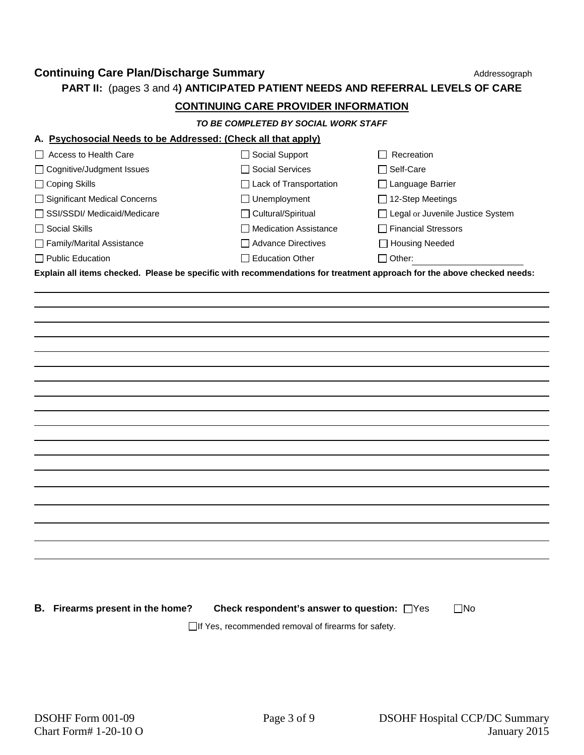## Continuing Care Plan/Discharge Summary

Addressograph

**PART II:** (pages 3 and 4**) ANTICIPATED PATIENT NEEDS AND REFERRAL LEVELS OF CARE**

**CONTINUING CARE PROVIDER INFORMATION**

***TO BE COMPLETED BY SOCIAL WORK STAFF***

### A. Psychosocial Needs to be Addressed: (Check all that apply)

| | | |
|---|---|---|
| ☐ Access to Health Care | ☐ Social Support | ☐ Recreation |
| ☐ Cognitive/Judgment Issues | ☐ Social Services | ☐ Self-Care |
| ☐ Coping Skills | ☐ Lack of Transportation | ☐ Language Barrier |
| ☐ Significant Medical Concerns | ☐ Unemployment | ☐ 12-Step Meetings |
| ☐ SSI/SSDI/ Medicaid/Medicare | ☐ Cultural/Spiritual | ☐ Legal or Juvenile Justice System |
| ☐ Social Skills | ☐ Medication Assistance | ☐ Financial Stressors |
| ☐ Family/Marital Assistance | ☐ Advance Directives | ☐ Housing Needed |
| ☐ Public Education | ☐ Education Other | ☐ Other: ____________ |

**Explain all items checked. Please be specific with recommendations for treatment approach for the above checked needs:**

______________________________________________________________________

______________________________________________________________________

______________________________________________________________________

______________________________________________________________________

______________________________________________________________________

______________________________________________________________________

______________________________________________________________________

______________________________________________________________________

______________________________________________________________________

______________________________________________________________________

______________________________________________________________________

______________________________________________________________________

______________________________________________________________________

______________________________________________________________________

______________________________________________________________________

______________________________________________________________________

______________________________________________________________________

______________________________________________________________________

### B. Firearms present in the home? **Check respondent's answer to question:** ☐Yes ☐No

☐If Yes, recommended removal of firearms for safety.

DSOHF Form 001-09
Chart Form# 1-20-10 O

DSOHF Hospital CCP/DC Summary
January 2015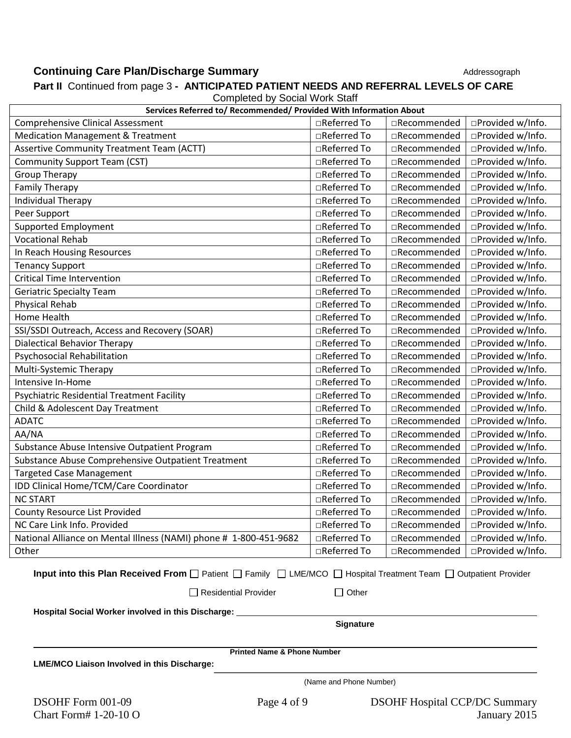**Continuing Care Plan/Discharge Summary** Addressograph

**Part II** Continued from page 3 **- ANTICIPATED PATIENT NEEDS AND REFERRAL LEVELS OF CARE**

Completed by Social Work Staff

| Services Referred to/ Recommended/ Provided With Information About | | | |
|---|---|---|---|
| Comprehensive Clinical Assessment | □Referred To | □Recommended | □Provided w/Info. |
| Medication Management & Treatment | □Referred To | □Recommended | □Provided w/Info. |
| Assertive Community Treatment Team (ACTT) | □Referred To | □Recommended | □Provided w/Info. |
| Community Support Team (CST) | □Referred To | □Recommended | □Provided w/Info. |
| Group Therapy | □Referred To | □Recommended | □Provided w/Info. |
| Family Therapy | □Referred To | □Recommended | □Provided w/Info. |
| Individual Therapy | □Referred To | □Recommended | □Provided w/Info. |
| Peer Support | □Referred To | □Recommended | □Provided w/Info. |
| Supported Employment | □Referred To | □Recommended | □Provided w/Info. |
| Vocational Rehab | □Referred To | □Recommended | □Provided w/Info. |
| In Reach Housing Resources | □Referred To | □Recommended | □Provided w/Info. |
| Tenancy Support | □Referred To | □Recommended | □Provided w/Info. |
| Critical Time Intervention | □Referred To | □Recommended | □Provided w/Info. |
| Geriatric Specialty Team | □Referred To | □Recommended | □Provided w/Info. |
| Physical Rehab | □Referred To | □Recommended | □Provided w/Info. |
| Home Health | □Referred To | □Recommended | □Provided w/Info. |
| SSI/SSDI Outreach, Access and Recovery (SOAR) | □Referred To | □Recommended | □Provided w/Info. |
| Dialectical Behavior Therapy | □Referred To | □Recommended | □Provided w/Info. |
| Psychosocial Rehabilitation | □Referred To | □Recommended | □Provided w/Info. |
| Multi-Systemic Therapy | □Referred To | □Recommended | □Provided w/Info. |
| Intensive In-Home | □Referred To | □Recommended | □Provided w/Info. |
| Psychiatric Residential Treatment Facility | □Referred To | □Recommended | □Provided w/Info. |
| Child & Adolescent Day Treatment | □Referred To | □Recommended | □Provided w/Info. |
| ADATC | □Referred To | □Recommended | □Provided w/Info. |
| AA/NA | □Referred To | □Recommended | □Provided w/Info. |
| Substance Abuse Intensive Outpatient Program | □Referred To | □Recommended | □Provided w/Info. |
| Substance Abuse Comprehensive Outpatient Treatment | □Referred To | □Recommended | □Provided w/Info. |
| Targeted Case Management | □Referred To | □Recommended | □Provided w/Info. |
| IDD Clinical Home/TCM/Care Coordinator | □Referred To | □Recommended | □Provided w/Info. |
| NC START | □Referred To | □Recommended | □Provided w/Info. |
| County Resource List Provided | □Referred To | □Recommended | □Provided w/Info. |
| NC Care Link Info. Provided | □Referred To | □Recommended | □Provided w/Info. |
| National Alliance on Mental Illness (NAMI) phone # 1-800-451-9682 | □Referred To | □Recommended | □Provided w/Info. |
| Other | □Referred To | □Recommended | □Provided w/Info. |

**Input into this Plan Received From** ☐ Patient ☐ Family ☐ LME/MCO ☐ Hospital Treatment Team ☐ Outpatient Provider

☐ Residential Provider ☐ Other

**Hospital Social Worker involved in this Discharge:** ______________________________

**Signature**

______________________________

**Printed Name & Phone Number**

**LME/MCO Liaison Involved in this Discharge:** ______________________________

(Name and Phone Number)

DSOHF Form 001-09
Chart Form# 1-20-10 O

DSOHF Hospital CCP/DC Summary
January 2015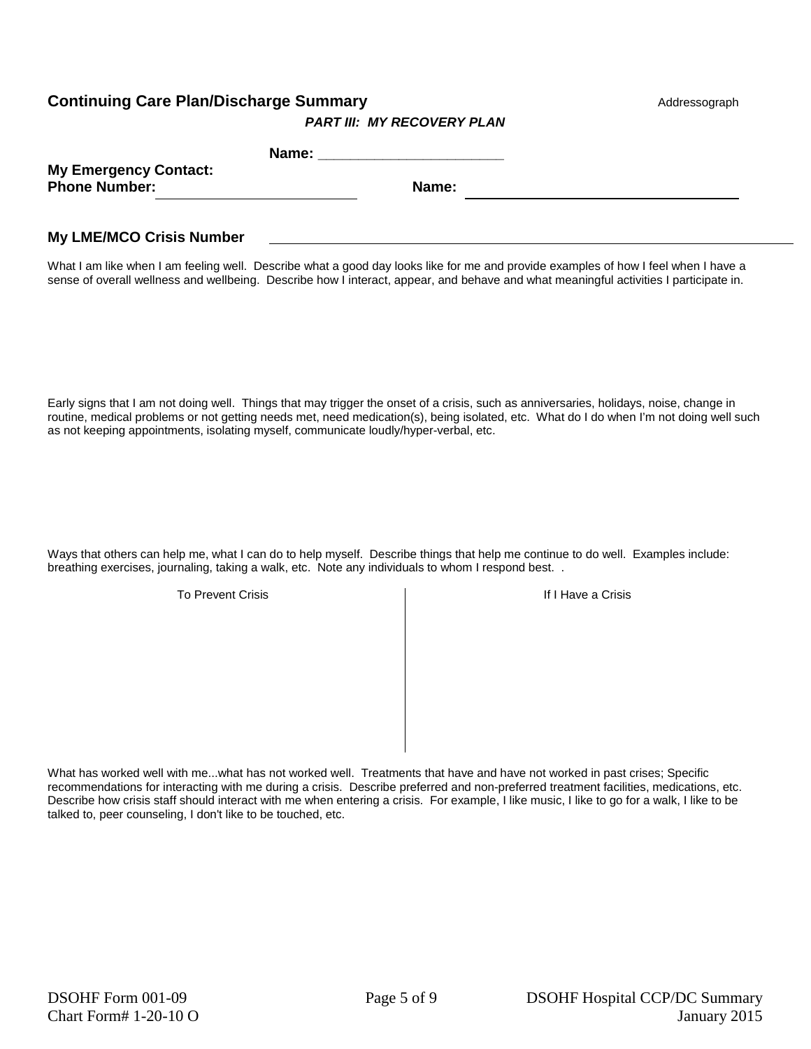**Continuing Care Plan/Discharge Summary** Addressograph

***PART III: MY RECOVERY PLAN***

**Name: ______________________**

**My Emergency Contact:**
**Phone Number:** ______________________ **Name:** ______________________

**My LME/MCO Crisis Number** ______________________

What I am like when I am feeling well. Describe what a good day looks like for me and provide examples of how I feel when I have a sense of overall wellness and wellbeing. Describe how I interact, appear, and behave and what meaningful activities I participate in.

Early signs that I am not doing well. Things that may trigger the onset of a crisis, such as anniversaries, holidays, noise, change in routine, medical problems or not getting needs met, need medication(s), being isolated, etc. What do I do when I'm not doing well such as not keeping appointments, isolating myself, communicate loudly/hyper-verbal, etc.

Ways that others can help me, what I can do to help myself. Describe things that help me continue to do well. Examples include: breathing exercises, journaling, taking a walk, etc. Note any individuals to whom I respond best. .

| To Prevent Crisis | If I Have a Crisis |
|---|---|
| | |

What has worked well with me...what has not worked well. Treatments that have and have not worked in past crises; Specific recommendations for interacting with me during a crisis. Describe preferred and non-preferred treatment facilities, medications, etc. Describe how crisis staff should interact with me when entering a crisis. For example, I like music, I like to go for a walk, I like to be talked to, peer counseling, I don't like to be touched, etc.

DSOHF Form 001-09 DSOHF Hospital CCP/DC Summary
Chart Form# 1-20-10 O January 2015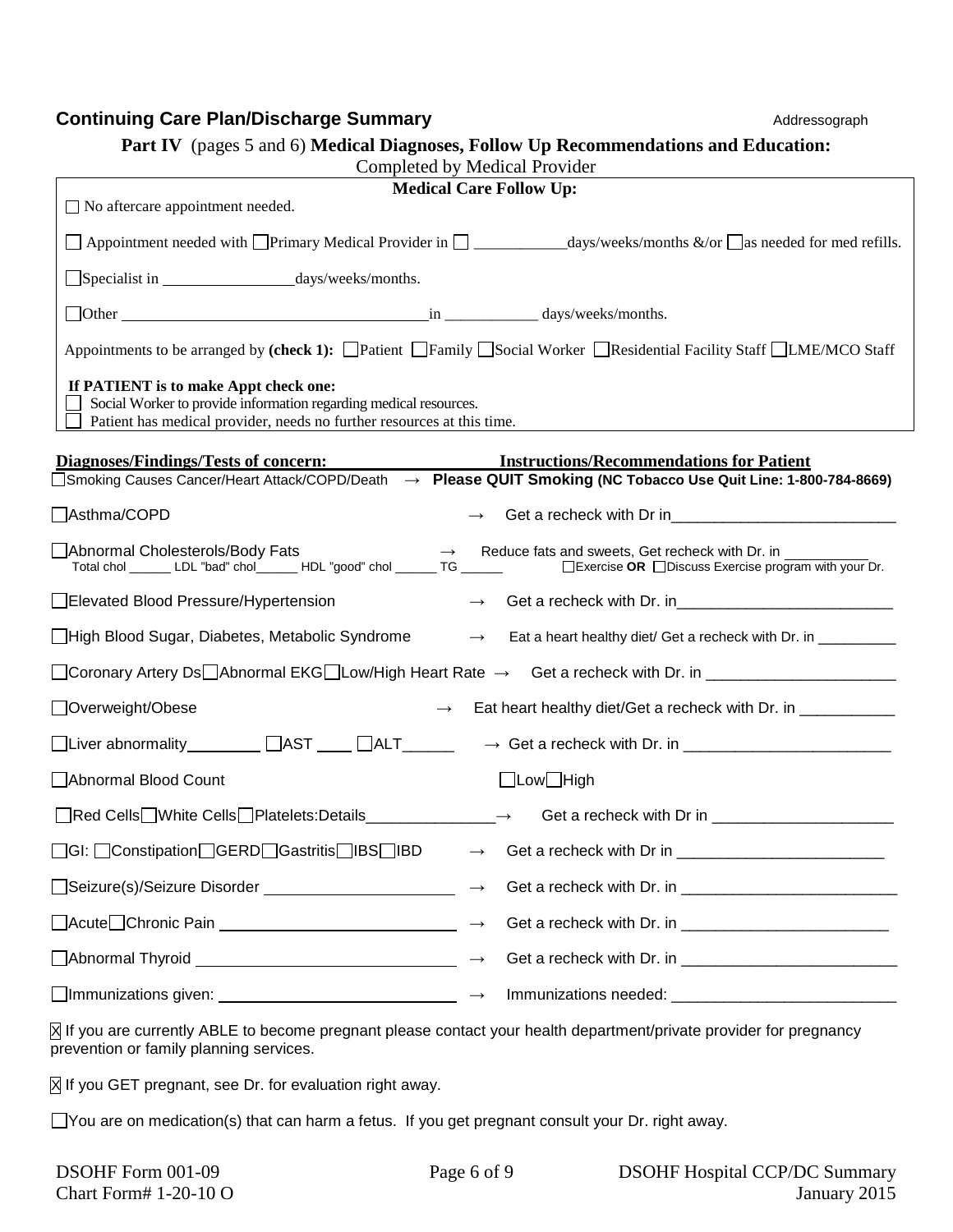## Continuing Care Plan/Discharge Summary

Addressograph

**Part IV** (pages 5 and 6) **Medical Diagnoses, Follow Up Recommendations and Education:**

Completed by Medical Provider

**Medical Care Follow Up:**

☐ No aftercare appointment needed.

☐ Appointment needed with ☐Primary Medical Provider in ☐ ___________days/weeks/months &/or ☐as needed for med refills.

☐Specialist in ________________days/weeks/months.

☐Other ______________________________________in ___________ days/weeks/months.

Appointments to be arranged by **(check 1):** ☐Patient ☐Family ☐Social Worker ☐Residential Facility Staff ☐LME/MCO Staff

**If PATIENT is to make Appt check one:**

☐ Social Worker to provide information regarding medical resources.

☐ Patient has medical provider, needs no further resources at this time.

| **Diagnoses/Findings/Tests of concern:** | | **Instructions/Recommendations for Patient** |
|---|---|---|
| ☐Smoking Causes Cancer/Heart Attack/COPD/Death | → | **Please QUIT Smoking (NC Tobacco Use Quit Line: 1-800-784-8669)** |
| ☐Asthma/COPD | → | Get a recheck with Dr in__________________________ |
| ☐Abnormal Cholesterols/Body Fats<br>Total chol ______ LDL "bad" chol______ HDL "good" chol ______ TG ______ | → | Reduce fats and sweets, Get recheck with Dr. in __________<br>☐Exercise **OR** ☐Discuss Exercise program with your Dr. |
| ☐Elevated Blood Pressure/Hypertension | → | Get a recheck with Dr. in_________________________ |
| ☐High Blood Sugar, Diabetes, Metabolic Syndrome | → | Eat a heart healthy diet/ Get a recheck with Dr. in _________ |
| ☐Coronary Artery Ds☐Abnormal EKG☐Low/High Heart Rate | → | Get a recheck with Dr. in ______________________ |
| ☐Overweight/Obese | → | Eat heart healthy diet/Get a recheck with Dr. in ___________ |
| ☐Liver abnormality_________ ☐AST ____ ☐ALT______ | → | Get a recheck with Dr. in ________________________ |
| ☐Abnormal Blood Count | | ☐Low☐High |
| ☐Red Cells☐White Cells☐Platelets:Details_______________ | → | Get a recheck with Dr in _____________________ |
| ☐GI: ☐Constipation☐GERD☐Gastritis☐IBS☐IBD | → | Get a recheck with Dr in ________________________ |
| ☐Seizure(s)/Seizure Disorder _____________________ | → | Get a recheck with Dr. in _________________________ |
| ☐Acute☐Chronic Pain ___________________________ | → | Get a recheck with Dr. in ________________________ |
| ☐Abnormal Thyroid _____________________________ | → | Get a recheck with Dr. in _________________________ |
| ☐Immunizations given: ___________________________ | → | Immunizations needed: __________________________ |

☒ If you are currently ABLE to become pregnant please contact your health department/private provider for pregnancy prevention or family planning services.

☒ If you GET pregnant, see Dr. for evaluation right away.

☐You are on medication(s) that can harm a fetus. If you get pregnant consult your Dr. right away.

DSOHF Form 001-09
Chart Form# 1-20-10 O

DSOHF Hospital CCP/DC Summary
January 2015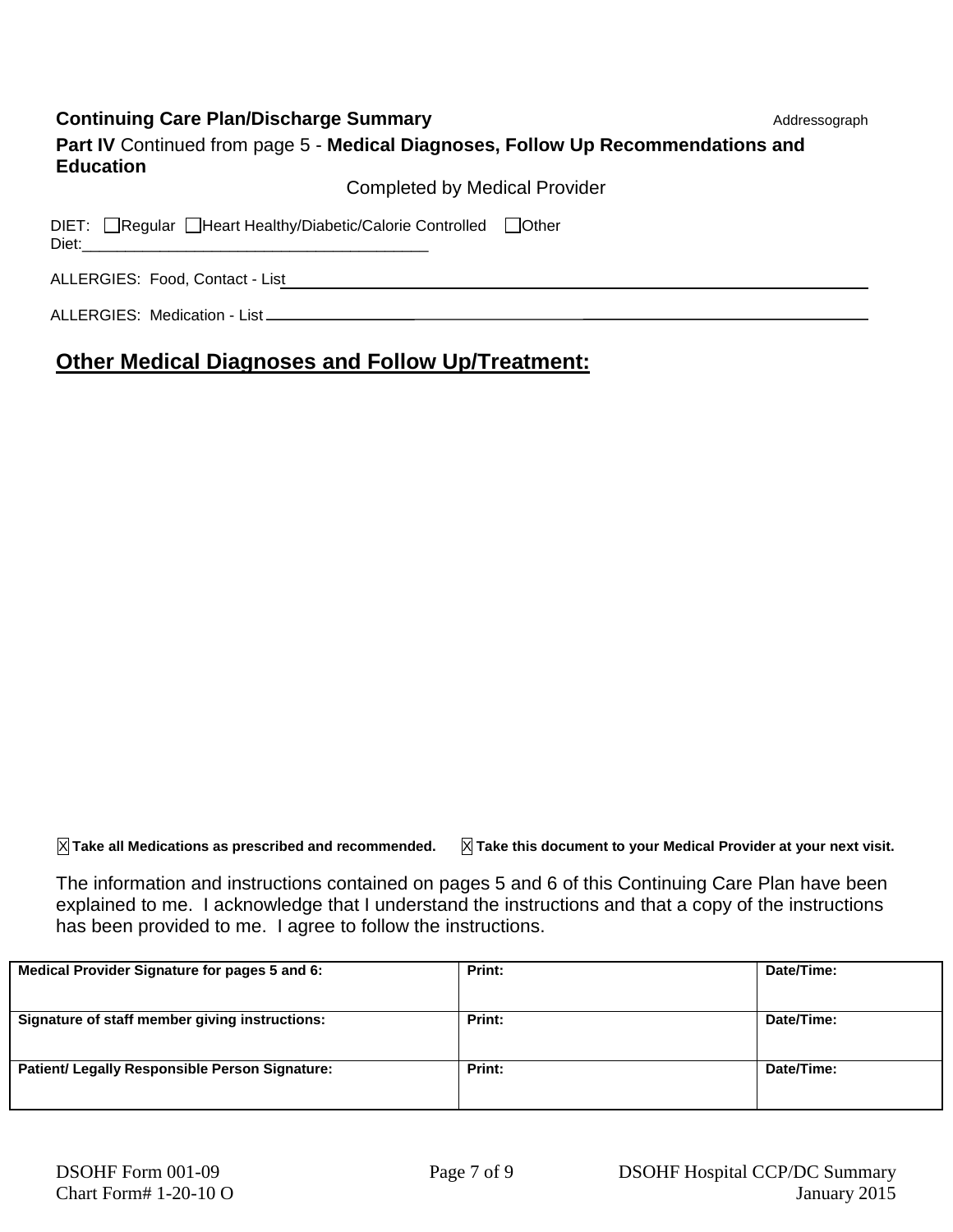**Continuing Care Plan/Discharge Summary** Addressograph

**Part IV** Continued from page 5 - **Medical Diagnoses, Follow Up Recommendations and Education**

Completed by Medical Provider

DIET: ☐Regular ☐Heart Healthy/Diabetic/Calorie Controlled ☐Other Diet:________________________________________

ALLERGIES: Food, Contact - List________________________________________

ALLERGIES: Medication - List________________________________________

## Other Medical Diagnoses and Follow Up/Treatment:

☒ **Take all Medications as prescribed and recommended.** ☒ **Take this document to your Medical Provider at your next visit.**

The information and instructions contained on pages 5 and 6 of this Continuing Care Plan have been explained to me. I acknowledge that I understand the instructions and that a copy of the instructions has been provided to me. I agree to follow the instructions.

| Medical Provider Signature for pages 5 and 6: | Print: | Date/Time: |
|---|---|---|
| **Signature of staff member giving instructions:** | **Print:** | **Date/Time:** |
| **Patient/ Legally Responsible Person Signature:** | **Print:** | **Date/Time:** |

DSOHF Form 001-09 DSOHF Hospital CCP/DC Summary
Chart Form# 1-20-10 O January 2015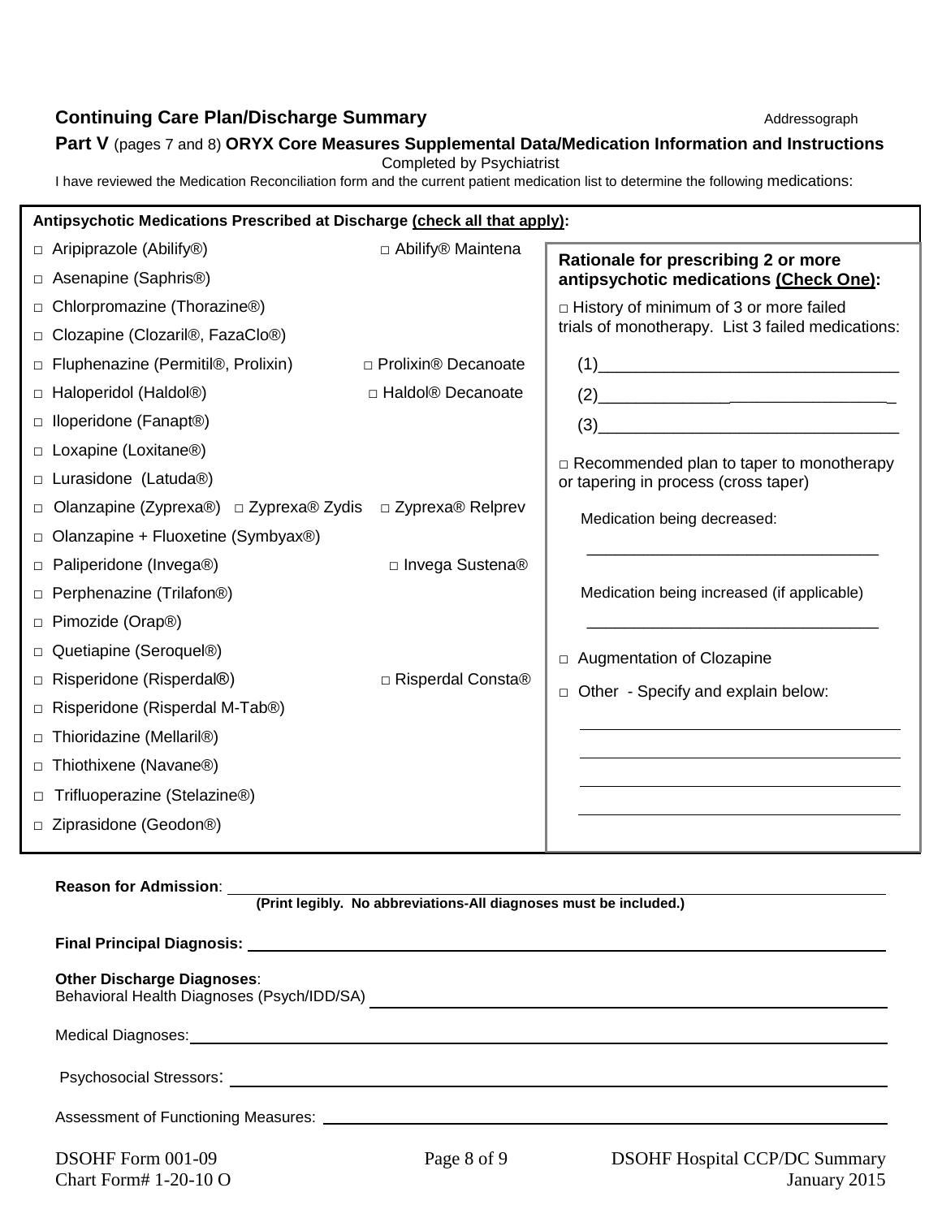**Continuing Care Plan/Discharge Summary** Addressograph

**Part V** (pages 7 and 8) **ORYX Core Measures Supplemental Data/Medication Information and Instructions**

Completed by Psychiatrist

I have reviewed the Medication Reconciliation form and the current patient medication list to determine the following medications:

**Antipsychotic Medications Prescribed at Discharge (check all that apply):**

- □ Aripiprazole (Abilify®) □ Abilify® Maintena
- □ Asenapine (Saphris®)
- □ Chlorpromazine (Thorazine®)
- □ Clozapine (Clozaril®, FazaClo®)
- □ Fluphenazine (Permitil®, Prolixin) □ Prolixin® Decanoate
- □ Haloperidol (Haldol®) □ Haldol® Decanoate
- □ Iloperidone (Fanapt®)
- □ Loxapine (Loxitane®)
- □ Lurasidone (Latuda®)
- □ Olanzapine (Zyprexa®) □ Zyprexa® Zydis □ Zyprexa® Relprev
- □ Olanzapine + Fluoxetine (Symbyax®)
- □ Paliperidone (Invega®) □ Invega Sustena®
- □ Perphenazine (Trilafon®)
- □ Pimozide (Orap®)
- □ Quetiapine (Seroquel®)
- □ Risperidone (Risperdal®) □ Risperdal Consta®
- □ Risperidone (Risperdal M-Tab®)
- □ Thioridazine (Mellaril®)
- □ Thiothixene (Navane®)
- □ Trifluoperazine (Stelazine®)
- □ Ziprasidone (Geodon®)

**Rationale for prescribing 2 or more antipsychotic medications (Check One):**

□ History of minimum of 3 or more failed trials of monotherapy. List 3 failed medications:

(1)________________________________

(2)________________________________

(3)________________________________

□ Recommended plan to taper to monotherapy or tapering in process (cross taper)

Medication being decreased:

________________________________

Medication being increased (if applicable)

________________________________

□ Augmentation of Clozapine

□ Other - Specify and explain below:

________________________________

________________________________

________________________________

________________________________

**Reason for Admission**: ________________________________

**(Print legibly. No abbreviations-All diagnoses must be included.)**

**Final Principal Diagnosis:** ________________________________

**Other Discharge Diagnoses**:

Behavioral Health Diagnoses (Psych/IDD/SA) ________________________________

Medical Diagnoses: ________________________________

Psychosocial Stressors: ________________________________

Assessment of Functioning Measures: ________________________________

DSOHF Form 001-09
Chart Form# 1-20-10 O

DSOHF Hospital CCP/DC Summary
January 2015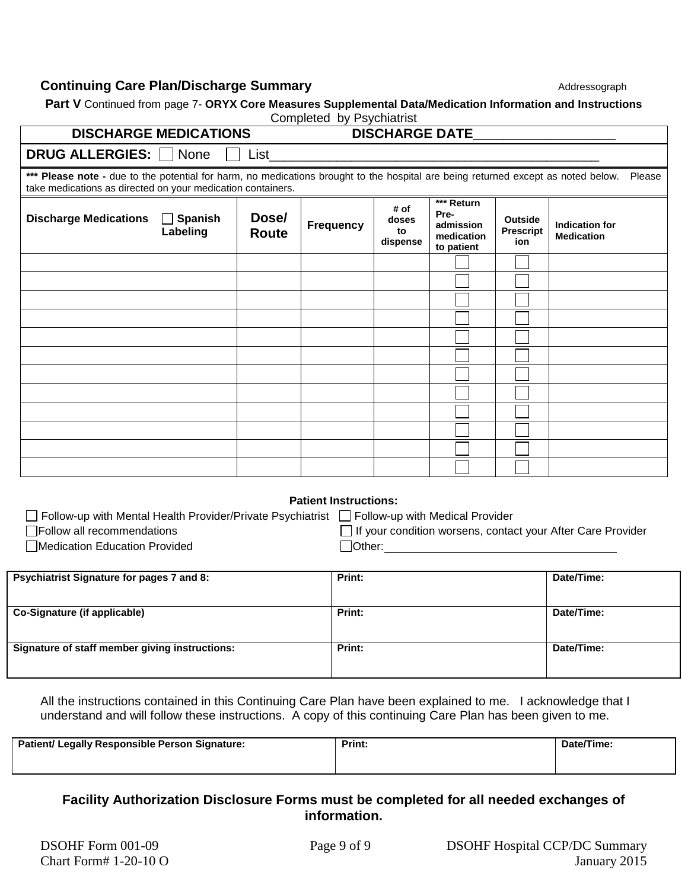**Continuing Care Plan/Discharge Summary** Addressograph

**Part V** Continued from page 7- **ORYX Core Measures Supplemental Data/Medication Information and Instructions**

Completed by Psychiatrist

| **DISCHARGE MEDICATIONS** | | | | | | **DISCHARGE DATE__________________** |
|---|---|---|---|---|---|---|
| **DRUG ALLERGIES:** ☐ None ☐ List________________________________________ | | | | | | |
| **\*\*\* Please note -** due to the potential for harm, no medications brought to the hospital are being returned except as noted below. Please take medications as directed on your medication containers. | | | | | | |
| **Discharge Medications** ☐ **Spanish Labeling** | **Dose/ Route** | **Frequency** | **# of doses to dispense** | **\*\*\* Return Pre-admission medication to patient** | **Outside Prescription** | **Indication for Medication** |
| | | | | ☐ | ☐ | |
| | | | | ☐ | ☐ | |
| | | | | ☐ | ☐ | |
| | | | | ☐ | ☐ | |
| | | | | ☐ | ☐ | |
| | | | | ☐ | ☐ | |
| | | | | ☐ | ☐ | |
| | | | | ☐ | ☐ | |
| | | | | ☐ | ☐ | |
| | | | | ☐ | ☐ | |
| | | | | ☐ | ☐ | |
| | | | | ☐ | ☐ | |

**Patient Instructions:**

☐ Follow-up with Mental Health Provider/Private Psychiatrist ☐ Follow-up with Medical Provider

☐ Follow all recommendations ☐ If your condition worsens, contact your After Care Provider

☐ Medication Education Provided ☐ Other:__________________________________

| **Psychiatrist Signature for pages 7 and 8:** | **Print:** | **Date/Time:** |
|---|---|---|
| **Co-Signature (if applicable)** | **Print:** | **Date/Time:** |
| **Signature of staff member giving instructions:** | **Print:** | **Date/Time:** |

All the instructions contained in this Continuing Care Plan have been explained to me. I acknowledge that I understand and will follow these instructions. A copy of this continuing Care Plan has been given to me.

| **Patient/ Legally Responsible Person Signature:** | **Print:** | **Date/Time:** |
|---|---|---|
| | | |

**Facility Authorization Disclosure Forms must be completed for all needed exchanges of information.**

DSOHF Form 001-09
Chart Form# 1-20-10 O

DSOHF Hospital CCP/DC Summary
January 2015